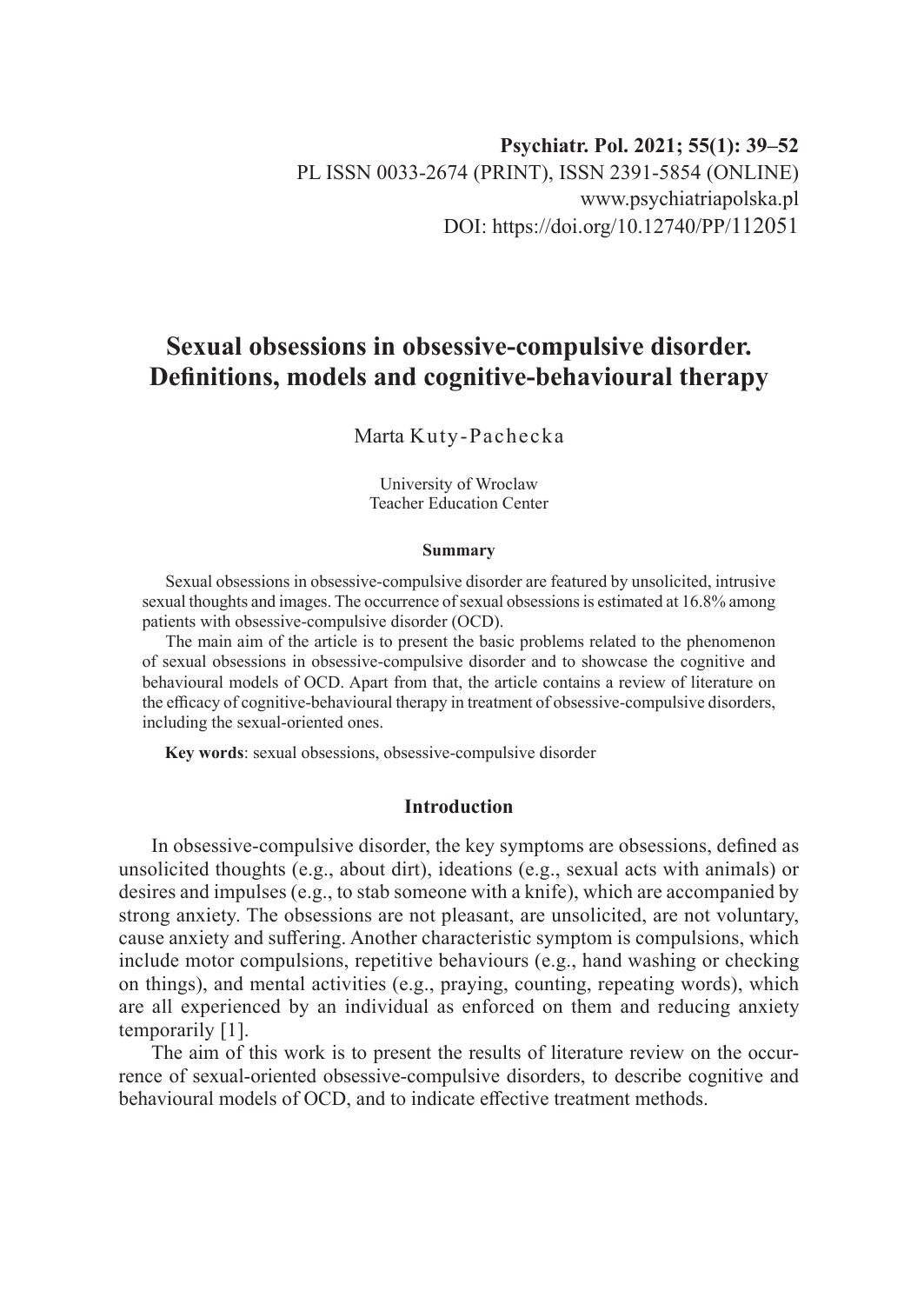Psychiatr. Pol. 2021; 55(1): 39–52
PL ISSN 0033-2674 (PRINT), ISSN 2391-5854 (ONLINE)
www.psychiatriapolska.pl
DOI: https://doi.org/10.12740/PP/112051

# Sexual obsessions in obsessive-compulsive disorder. Definitions, models and cognitive-behavioural therapy

Marta Kuty-Pachecka

University of Wroclaw
Teacher Education Center

#### Summary

Sexual obsessions in obsessive-compulsive disorder are featured by unsolicited, intrusive sexual thoughts and images. The occurrence of sexual obsessions is estimated at 16.8% among patients with obsessive-compulsive disorder (OCD).

The main aim of the article is to present the basic problems related to the phenomenon of sexual obsessions in obsessive-compulsive disorder and to showcase the cognitive and behavioural models of OCD. Apart from that, the article contains a review of literature on the efficacy of cognitive-behavioural therapy in treatment of obsessive-compulsive disorders, including the sexual-oriented ones.

**Key words**: sexual obsessions, obsessive-compulsive disorder

## Introduction

In obsessive-compulsive disorder, the key symptoms are obsessions, defined as unsolicited thoughts (e.g., about dirt), ideations (e.g., sexual acts with animals) or desires and impulses (e.g., to stab someone with a knife), which are accompanied by strong anxiety. The obsessions are not pleasant, are unsolicited, are not voluntary, cause anxiety and suffering. Another characteristic symptom is compulsions, which include motor compulsions, repetitive behaviours (e.g., hand washing or checking on things), and mental activities (e.g., praying, counting, repeating words), which are all experienced by an individual as enforced on them and reducing anxiety temporarily [1].

The aim of this work is to present the results of literature review on the occurrence of sexual-oriented obsessive-compulsive disorders, to describe cognitive and behavioural models of OCD, and to indicate effective treatment methods.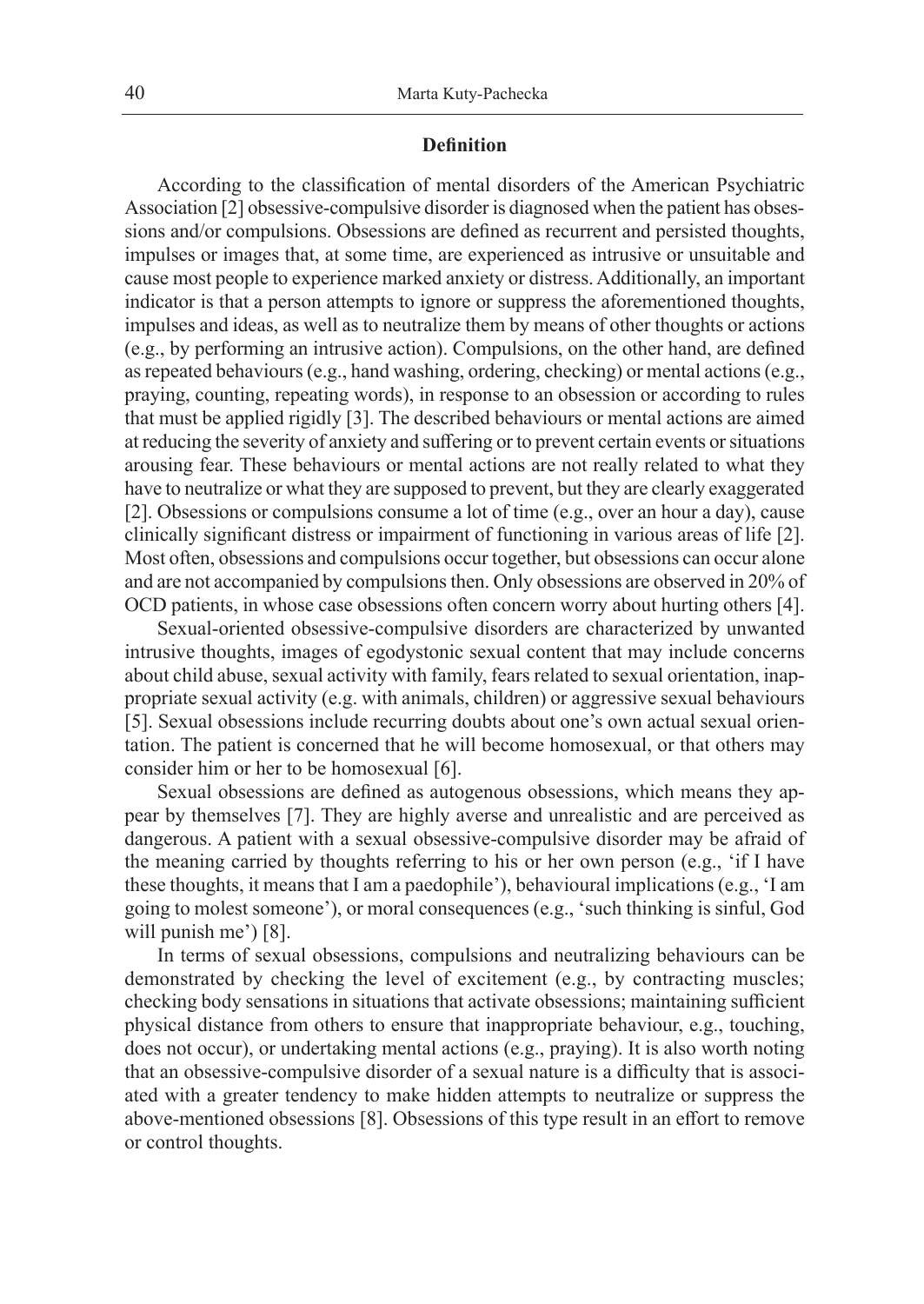## Definition

According to the classification of mental disorders of the American Psychiatric Association [2] obsessive-compulsive disorder is diagnosed when the patient has obsessions and/or compulsions. Obsessions are defined as recurrent and persisted thoughts, impulses or images that, at some time, are experienced as intrusive or unsuitable and cause most people to experience marked anxiety or distress. Additionally, an important indicator is that a person attempts to ignore or suppress the aforementioned thoughts, impulses and ideas, as well as to neutralize them by means of other thoughts or actions (e.g., by performing an intrusive action). Compulsions, on the other hand, are defined as repeated behaviours (e.g., hand washing, ordering, checking) or mental actions (e.g., praying, counting, repeating words), in response to an obsession or according to rules that must be applied rigidly [3]. The described behaviours or mental actions are aimed at reducing the severity of anxiety and suffering or to prevent certain events or situations arousing fear. These behaviours or mental actions are not really related to what they have to neutralize or what they are supposed to prevent, but they are clearly exaggerated [2]. Obsessions or compulsions consume a lot of time (e.g., over an hour a day), cause clinically significant distress or impairment of functioning in various areas of life [2]. Most often, obsessions and compulsions occur together, but obsessions can occur alone and are not accompanied by compulsions then. Only obsessions are observed in 20% of OCD patients, in whose case obsessions often concern worry about hurting others [4].

Sexual-oriented obsessive-compulsive disorders are characterized by unwanted intrusive thoughts, images of egodystonic sexual content that may include concerns about child abuse, sexual activity with family, fears related to sexual orientation, inappropriate sexual activity (e.g. with animals, children) or aggressive sexual behaviours [5]. Sexual obsessions include recurring doubts about one's own actual sexual orientation. The patient is concerned that he will become homosexual, or that others may consider him or her to be homosexual [6].

Sexual obsessions are defined as autogenous obsessions, which means they appear by themselves [7]. They are highly averse and unrealistic and are perceived as dangerous. A patient with a sexual obsessive-compulsive disorder may be afraid of the meaning carried by thoughts referring to his or her own person (e.g., 'if I have these thoughts, it means that I am a paedophile'), behavioural implications (e.g., 'I am going to molest someone'), or moral consequences (e.g., 'such thinking is sinful, God will punish me') [8].

In terms of sexual obsessions, compulsions and neutralizing behaviours can be demonstrated by checking the level of excitement (e.g., by contracting muscles; checking body sensations in situations that activate obsessions; maintaining sufficient physical distance from others to ensure that inappropriate behaviour, e.g., touching, does not occur), or undertaking mental actions (e.g., praying). It is also worth noting that an obsessive-compulsive disorder of a sexual nature is a difficulty that is associated with a greater tendency to make hidden attempts to neutralize or suppress the above-mentioned obsessions [8]. Obsessions of this type result in an effort to remove or control thoughts.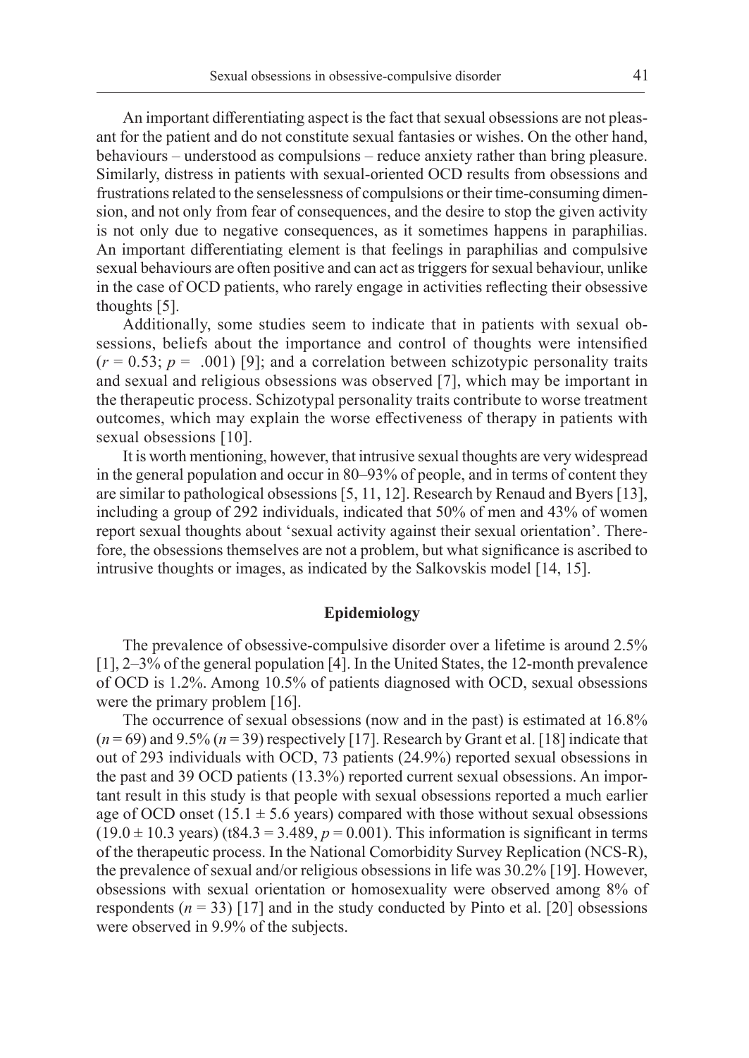An important differentiating aspect is the fact that sexual obsessions are not pleasant for the patient and do not constitute sexual fantasies or wishes. On the other hand, behaviours – understood as compulsions – reduce anxiety rather than bring pleasure. Similarly, distress in patients with sexual-oriented OCD results from obsessions and frustrations related to the senselessness of compulsions or their time-consuming dimension, and not only from fear of consequences, and the desire to stop the given activity is not only due to negative consequences, as it sometimes happens in paraphilias. An important differentiating element is that feelings in paraphilias and compulsive sexual behaviours are often positive and can act as triggers for sexual behaviour, unlike in the case of OCD patients, who rarely engage in activities reflecting their obsessive thoughts [5].

Additionally, some studies seem to indicate that in patients with sexual obsessions, beliefs about the importance and control of thoughts were intensified ($r = 0.53$; $p = .001$) [9]; and a correlation between schizotypic personality traits and sexual and religious obsessions was observed [7], which may be important in the therapeutic process. Schizotypal personality traits contribute to worse treatment outcomes, which may explain the worse effectiveness of therapy in patients with sexual obsessions [10].

It is worth mentioning, however, that intrusive sexual thoughts are very widespread in the general population and occur in 80–93% of people, and in terms of content they are similar to pathological obsessions [5, 11, 12]. Research by Renaud and Byers [13], including a group of 292 individuals, indicated that 50% of men and 43% of women report sexual thoughts about 'sexual activity against their sexual orientation'. Therefore, the obsessions themselves are not a problem, but what significance is ascribed to intrusive thoughts or images, as indicated by the Salkovskis model [14, 15].

## Epidemiology

The prevalence of obsessive-compulsive disorder over a lifetime is around 2.5% [1], 2–3% of the general population [4]. In the United States, the 12-month prevalence of OCD is 1.2%. Among 10.5% of patients diagnosed with OCD, sexual obsessions were the primary problem [16].

The occurrence of sexual obsessions (now and in the past) is estimated at 16.8% ($n = 69$) and 9.5% ($n = 39$) respectively [17]. Research by Grant et al. [18] indicate that out of 293 individuals with OCD, 73 patients (24.9%) reported sexual obsessions in the past and 39 OCD patients (13.3%) reported current sexual obsessions. An important result in this study is that people with sexual obsessions reported a much earlier age of OCD onset ($15.1 \pm 5.6$ years) compared with those without sexual obsessions ($19.0 \pm 10.3$ years) ($t_{84.3} = 3.489$, $p = 0.001$). This information is significant in terms of the therapeutic process. In the National Comorbidity Survey Replication (NCS-R), the prevalence of sexual and/or religious obsessions in life was 30.2% [19]. However, obsessions with sexual orientation or homosexuality were observed among 8% of respondents ($n = 33$) [17] and in the study conducted by Pinto et al. [20] obsessions were observed in 9.9% of the subjects.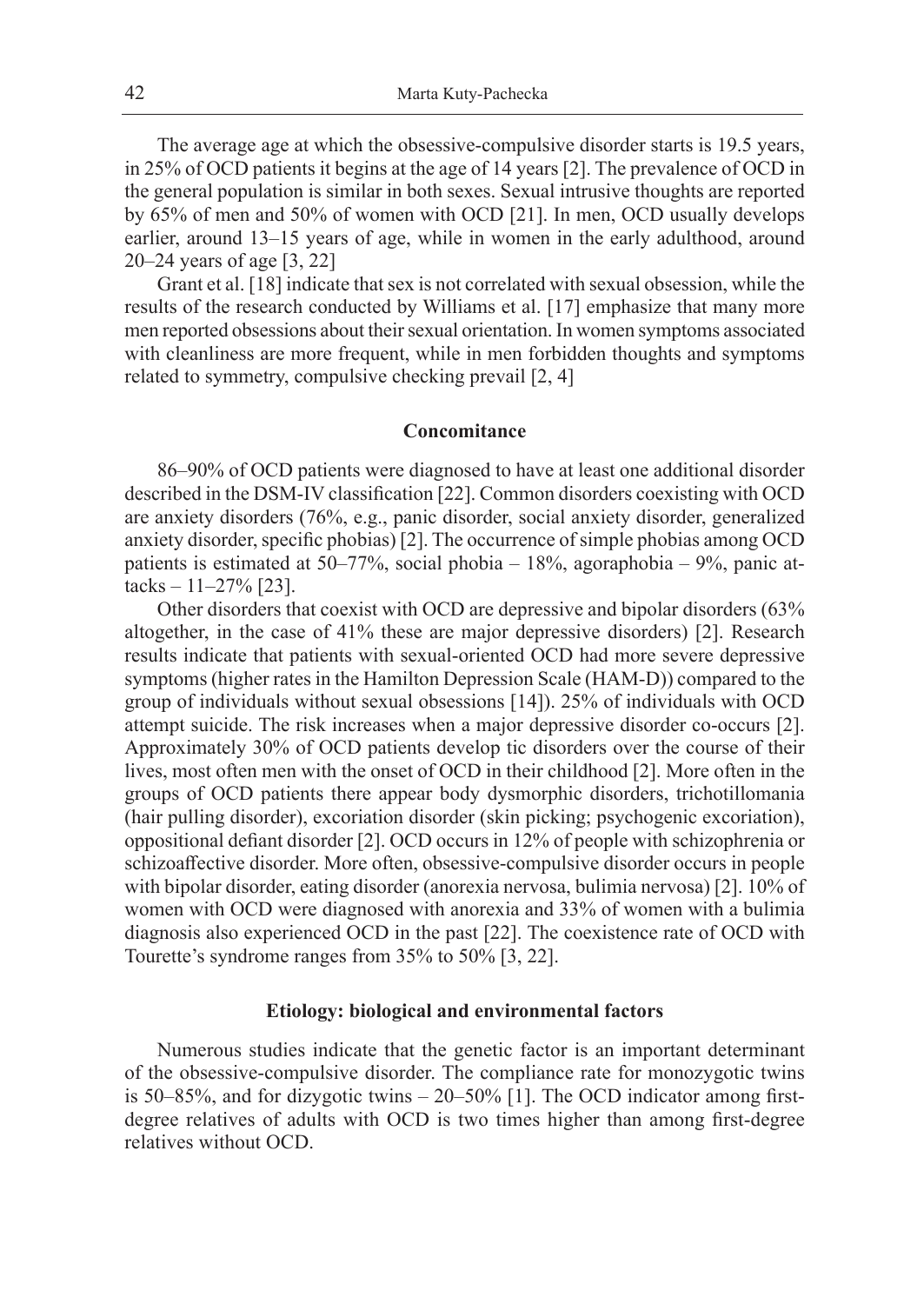The average age at which the obsessive-compulsive disorder starts is 19.5 years, in 25% of OCD patients it begins at the age of 14 years [2]. The prevalence of OCD in the general population is similar in both sexes. Sexual intrusive thoughts are reported by 65% of men and 50% of women with OCD [21]. In men, OCD usually develops earlier, around 13–15 years of age, while in women in the early adulthood, around 20–24 years of age [3, 22]

Grant et al. [18] indicate that sex is not correlated with sexual obsession, while the results of the research conducted by Williams et al. [17] emphasize that many more men reported obsessions about their sexual orientation. In women symptoms associated with cleanliness are more frequent, while in men forbidden thoughts and symptoms related to symmetry, compulsive checking prevail [2, 4]

## Concomitance

86–90% of OCD patients were diagnosed to have at least one additional disorder described in the DSM-IV classification [22]. Common disorders coexisting with OCD are anxiety disorders (76%, e.g., panic disorder, social anxiety disorder, generalized anxiety disorder, specific phobias) [2]. The occurrence of simple phobias among OCD patients is estimated at 50–77%, social phobia – 18%, agoraphobia – 9%, panic attacks – 11–27% [23].

Other disorders that coexist with OCD are depressive and bipolar disorders (63% altogether, in the case of 41% these are major depressive disorders) [2]. Research results indicate that patients with sexual-oriented OCD had more severe depressive symptoms (higher rates in the Hamilton Depression Scale (HAM-D)) compared to the group of individuals without sexual obsessions [14]). 25% of individuals with OCD attempt suicide. The risk increases when a major depressive disorder co-occurs [2]. Approximately 30% of OCD patients develop tic disorders over the course of their lives, most often men with the onset of OCD in their childhood [2]. More often in the groups of OCD patients there appear body dysmorphic disorders, trichotillomania (hair pulling disorder), excoriation disorder (skin picking; psychogenic excoriation), oppositional defiant disorder [2]. OCD occurs in 12% of people with schizophrenia or schizoaffective disorder. More often, obsessive-compulsive disorder occurs in people with bipolar disorder, eating disorder (anorexia nervosa, bulimia nervosa) [2]. 10% of women with OCD were diagnosed with anorexia and 33% of women with a bulimia diagnosis also experienced OCD in the past [22]. The coexistence rate of OCD with Tourette's syndrome ranges from 35% to 50% [3, 22].

## Etiology: biological and environmental factors

Numerous studies indicate that the genetic factor is an important determinant of the obsessive-compulsive disorder. The compliance rate for monozygotic twins is 50–85%, and for dizygotic twins – 20–50% [1]. The OCD indicator among first-degree relatives of adults with OCD is two times higher than among first-degree relatives without OCD.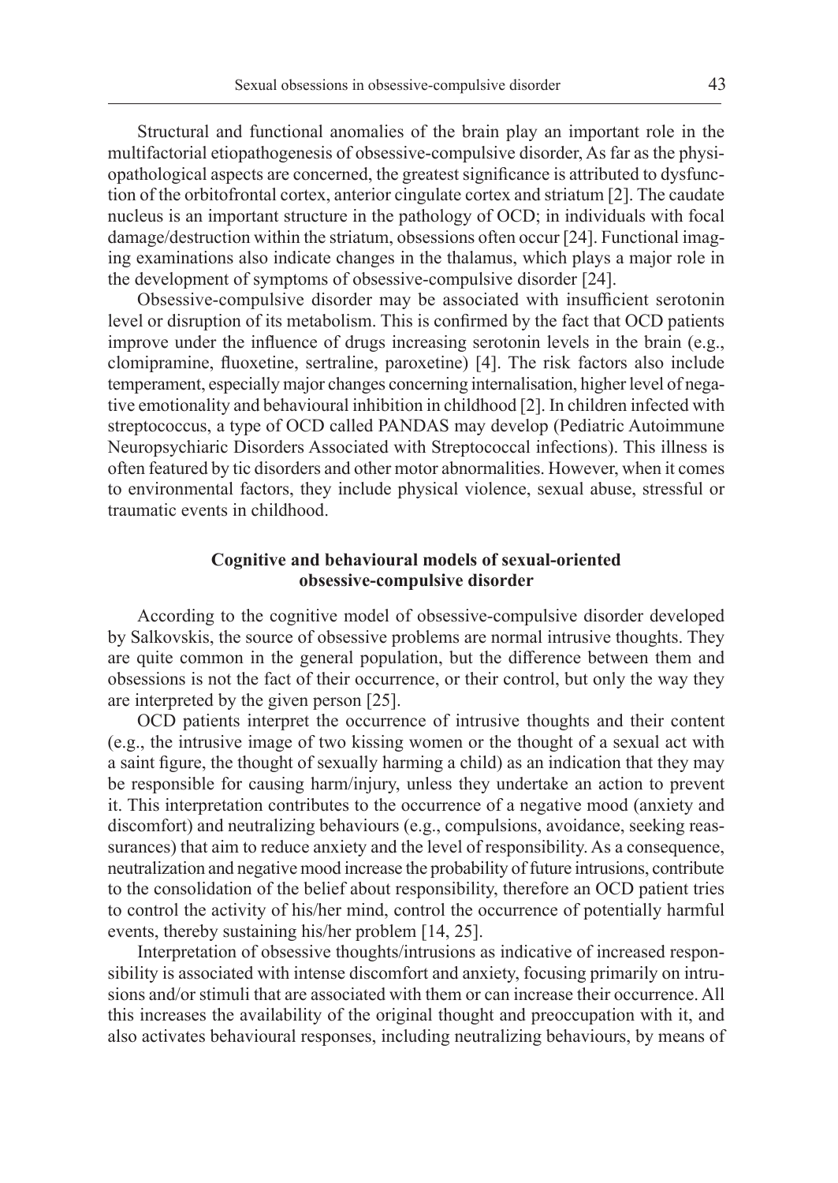Structural and functional anomalies of the brain play an important role in the multifactorial etiopathogenesis of obsessive-compulsive disorder, As far as the physiopathological aspects are concerned, the greatest significance is attributed to dysfunction of the orbitofrontal cortex, anterior cingulate cortex and striatum [2]. The caudate nucleus is an important structure in the pathology of OCD; in individuals with focal damage/destruction within the striatum, obsessions often occur [24]. Functional imaging examinations also indicate changes in the thalamus, which plays a major role in the development of symptoms of obsessive-compulsive disorder [24].

Obsessive-compulsive disorder may be associated with insufficient serotonin level or disruption of its metabolism. This is confirmed by the fact that OCD patients improve under the influence of drugs increasing serotonin levels in the brain (e.g., clomipramine, fluoxetine, sertraline, paroxetine) [4]. The risk factors also include temperament, especially major changes concerning internalisation, higher level of negative emotionality and behavioural inhibition in childhood [2]. In children infected with streptococcus, a type of OCD called PANDAS may develop (Pediatric Autoimmune Neuropsychiaric Disorders Associated with Streptococcal infections). This illness is often featured by tic disorders and other motor abnormalities. However, when it comes to environmental factors, they include physical violence, sexual abuse, stressful or traumatic events in childhood.

## Cognitive and behavioural models of sexual-oriented obsessive-compulsive disorder

According to the cognitive model of obsessive-compulsive disorder developed by Salkovskis, the source of obsessive problems are normal intrusive thoughts. They are quite common in the general population, but the difference between them and obsessions is not the fact of their occurrence, or their control, but only the way they are interpreted by the given person [25].

OCD patients interpret the occurrence of intrusive thoughts and their content (e.g., the intrusive image of two kissing women or the thought of a sexual act with a saint figure, the thought of sexually harming a child) as an indication that they may be responsible for causing harm/injury, unless they undertake an action to prevent it. This interpretation contributes to the occurrence of a negative mood (anxiety and discomfort) and neutralizing behaviours (e.g., compulsions, avoidance, seeking reassurances) that aim to reduce anxiety and the level of responsibility. As a consequence, neutralization and negative mood increase the probability of future intrusions, contribute to the consolidation of the belief about responsibility, therefore an OCD patient tries to control the activity of his/her mind, control the occurrence of potentially harmful events, thereby sustaining his/her problem [14, 25].

Interpretation of obsessive thoughts/intrusions as indicative of increased responsibility is associated with intense discomfort and anxiety, focusing primarily on intrusions and/or stimuli that are associated with them or can increase their occurrence. All this increases the availability of the original thought and preoccupation with it, and also activates behavioural responses, including neutralizing behaviours, by means of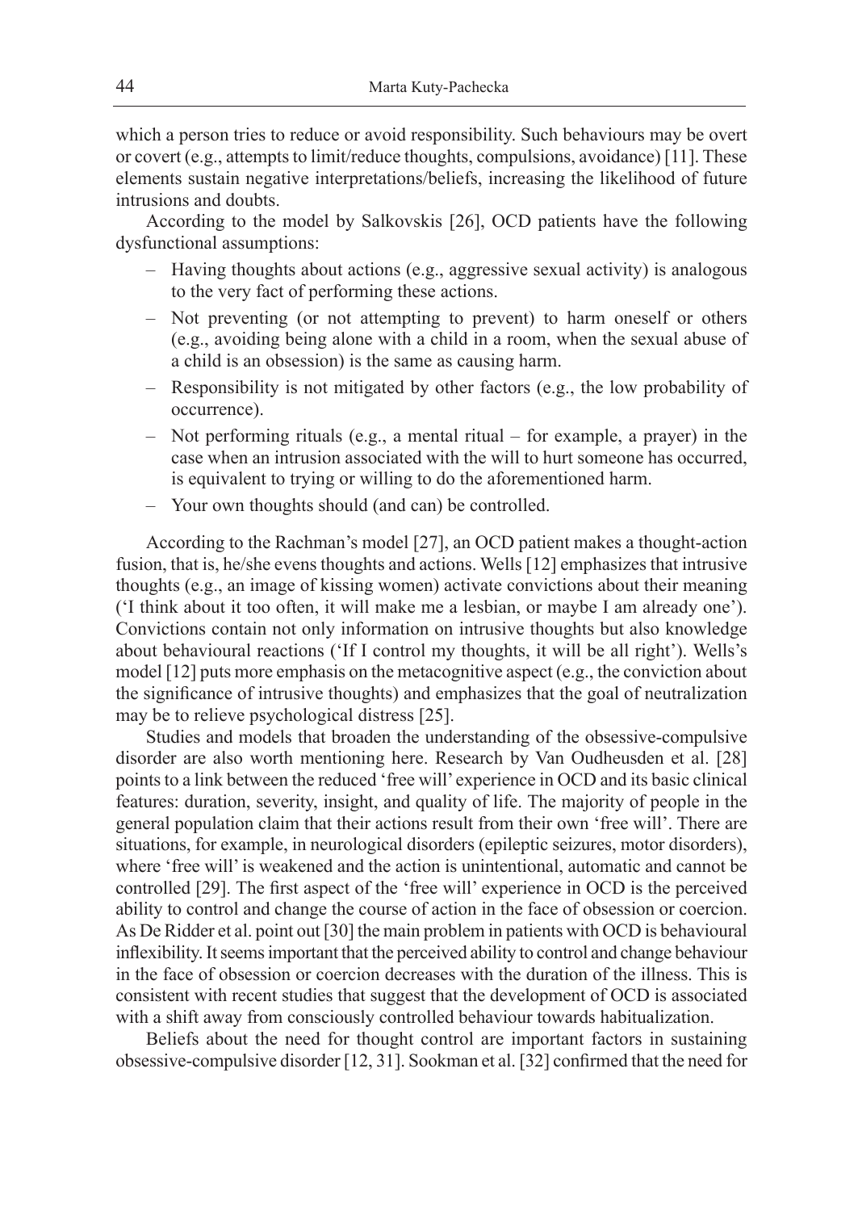which a person tries to reduce or avoid responsibility. Such behaviours may be overt or covert (e.g., attempts to limit/reduce thoughts, compulsions, avoidance) [11]. These elements sustain negative interpretations/beliefs, increasing the likelihood of future intrusions and doubts.

According to the model by Salkovskis [26], OCD patients have the following dysfunctional assumptions:

- Having thoughts about actions (e.g., aggressive sexual activity) is analogous to the very fact of performing these actions.
- Not preventing (or not attempting to prevent) to harm oneself or others (e.g., avoiding being alone with a child in a room, when the sexual abuse of a child is an obsession) is the same as causing harm.
- Responsibility is not mitigated by other factors (e.g., the low probability of occurrence).
- Not performing rituals (e.g., a mental ritual – for example, a prayer) in the case when an intrusion associated with the will to hurt someone has occurred, is equivalent to trying or willing to do the aforementioned harm.
- Your own thoughts should (and can) be controlled.

According to the Rachman's model [27], an OCD patient makes a thought-action fusion, that is, he/she evens thoughts and actions. Wells [12] emphasizes that intrusive thoughts (e.g., an image of kissing women) activate convictions about their meaning ('I think about it too often, it will make me a lesbian, or maybe I am already one'). Convictions contain not only information on intrusive thoughts but also knowledge about behavioural reactions ('If I control my thoughts, it will be all right'). Wells's model [12] puts more emphasis on the metacognitive aspect (e.g., the conviction about the significance of intrusive thoughts) and emphasizes that the goal of neutralization may be to relieve psychological distress [25].

Studies and models that broaden the understanding of the obsessive-compulsive disorder are also worth mentioning here. Research by Van Oudheusden et al. [28] points to a link between the reduced 'free will' experience in OCD and its basic clinical features: duration, severity, insight, and quality of life. The majority of people in the general population claim that their actions result from their own 'free will'. There are situations, for example, in neurological disorders (epileptic seizures, motor disorders), where 'free will' is weakened and the action is unintentional, automatic and cannot be controlled [29]. The first aspect of the 'free will' experience in OCD is the perceived ability to control and change the course of action in the face of obsession or coercion. As De Ridder et al. point out [30] the main problem in patients with OCD is behavioural inflexibility. It seems important that the perceived ability to control and change behaviour in the face of obsession or coercion decreases with the duration of the illness. This is consistent with recent studies that suggest that the development of OCD is associated with a shift away from consciously controlled behaviour towards habitualization.

Beliefs about the need for thought control are important factors in sustaining obsessive-compulsive disorder [12, 31]. Sookman et al. [32] confirmed that the need for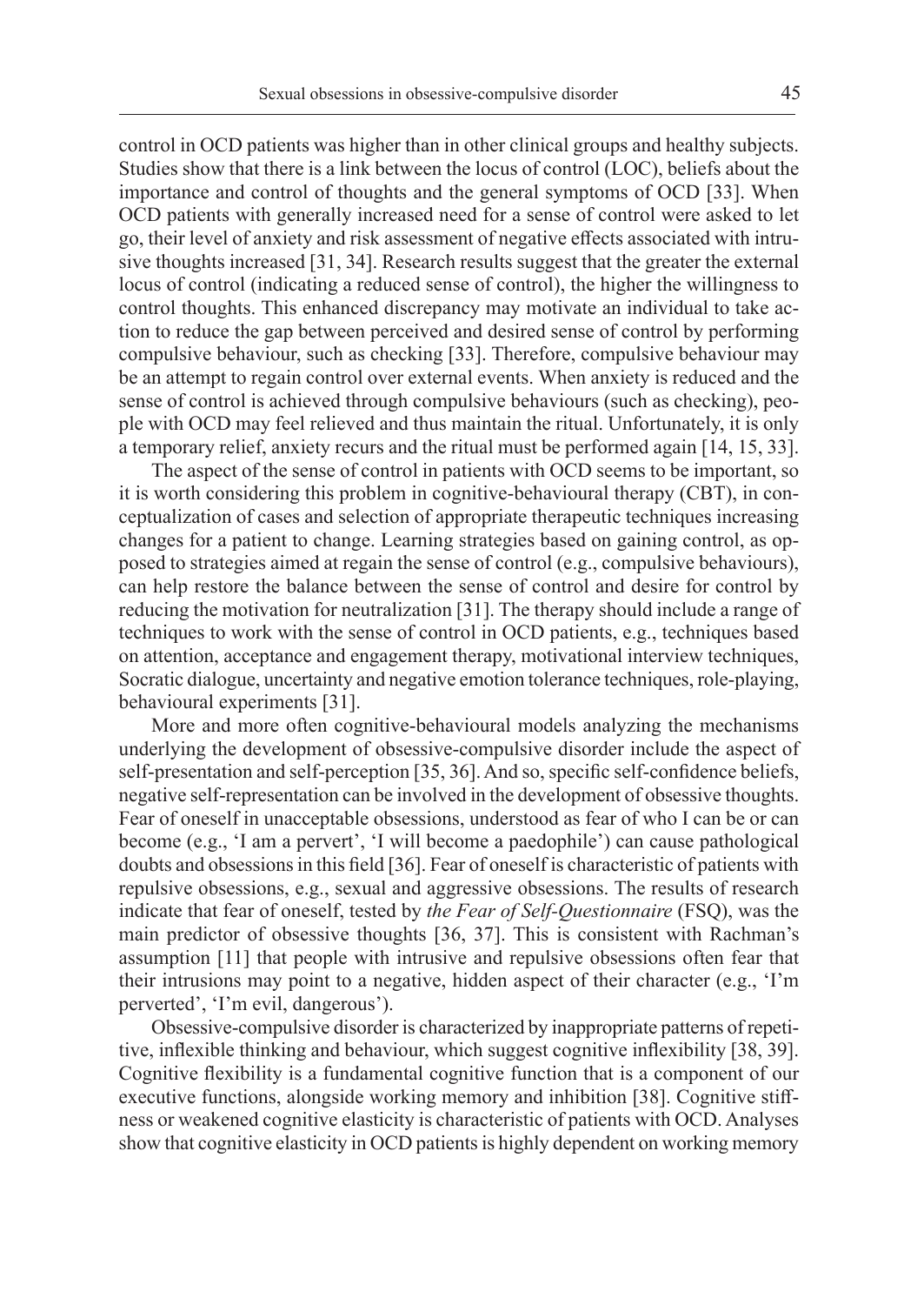control in OCD patients was higher than in other clinical groups and healthy subjects. Studies show that there is a link between the locus of control (LOC), beliefs about the importance and control of thoughts and the general symptoms of OCD [33]. When OCD patients with generally increased need for a sense of control were asked to let go, their level of anxiety and risk assessment of negative effects associated with intrusive thoughts increased [31, 34]. Research results suggest that the greater the external locus of control (indicating a reduced sense of control), the higher the willingness to control thoughts. This enhanced discrepancy may motivate an individual to take action to reduce the gap between perceived and desired sense of control by performing compulsive behaviour, such as checking [33]. Therefore, compulsive behaviour may be an attempt to regain control over external events. When anxiety is reduced and the sense of control is achieved through compulsive behaviours (such as checking), people with OCD may feel relieved and thus maintain the ritual. Unfortunately, it is only a temporary relief, anxiety recurs and the ritual must be performed again [14, 15, 33].

The aspect of the sense of control in patients with OCD seems to be important, so it is worth considering this problem in cognitive-behavioural therapy (CBT), in conceptualization of cases and selection of appropriate therapeutic techniques increasing changes for a patient to change. Learning strategies based on gaining control, as opposed to strategies aimed at regain the sense of control (e.g., compulsive behaviours), can help restore the balance between the sense of control and desire for control by reducing the motivation for neutralization [31]. The therapy should include a range of techniques to work with the sense of control in OCD patients, e.g., techniques based on attention, acceptance and engagement therapy, motivational interview techniques, Socratic dialogue, uncertainty and negative emotion tolerance techniques, role-playing, behavioural experiments [31].

More and more often cognitive-behavioural models analyzing the mechanisms underlying the development of obsessive-compulsive disorder include the aspect of self-presentation and self-perception [35, 36]. And so, specific self-confidence beliefs, negative self-representation can be involved in the development of obsessive thoughts. Fear of oneself in unacceptable obsessions, understood as fear of who I can be or can become (e.g., 'I am a pervert', 'I will become a paedophile') can cause pathological doubts and obsessions in this field [36]. Fear of oneself is characteristic of patients with repulsive obsessions, e.g., sexual and aggressive obsessions. The results of research indicate that fear of oneself, tested by *the Fear of Self-Questionnaire* (FSQ), was the main predictor of obsessive thoughts [36, 37]. This is consistent with Rachman's assumption [11] that people with intrusive and repulsive obsessions often fear that their intrusions may point to a negative, hidden aspect of their character (e.g., 'I'm perverted', 'I'm evil, dangerous').

Obsessive-compulsive disorder is characterized by inappropriate patterns of repetitive, inflexible thinking and behaviour, which suggest cognitive inflexibility [38, 39]. Cognitive flexibility is a fundamental cognitive function that is a component of our executive functions, alongside working memory and inhibition [38]. Cognitive stiffness or weakened cognitive elasticity is characteristic of patients with OCD. Analyses show that cognitive elasticity in OCD patients is highly dependent on working memory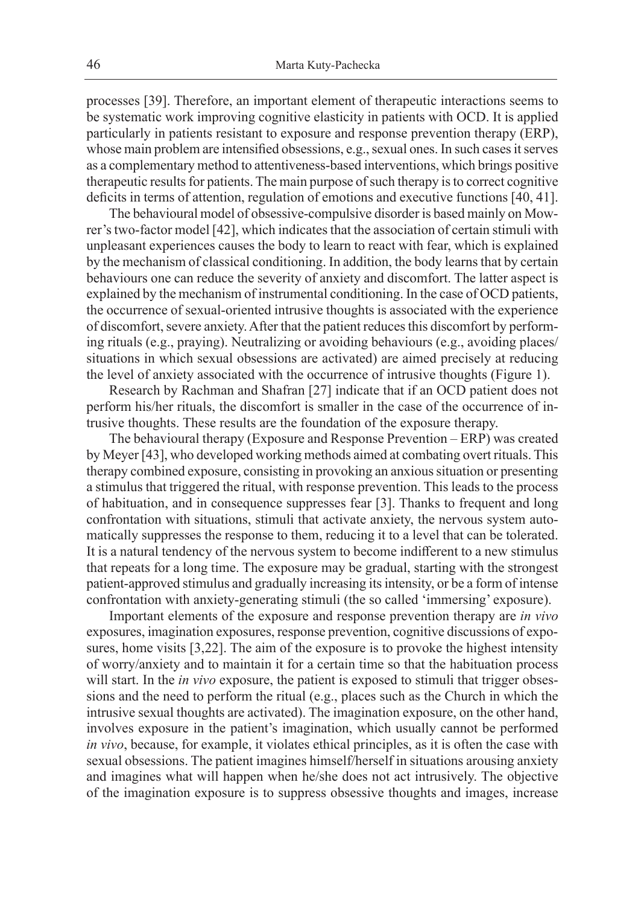processes [39]. Therefore, an important element of therapeutic interactions seems to be systematic work improving cognitive elasticity in patients with OCD. It is applied particularly in patients resistant to exposure and response prevention therapy (ERP), whose main problem are intensified obsessions, e.g., sexual ones. In such cases it serves as a complementary method to attentiveness-based interventions, which brings positive therapeutic results for patients. The main purpose of such therapy is to correct cognitive deficits in terms of attention, regulation of emotions and executive functions [40, 41].

The behavioural model of obsessive-compulsive disorder is based mainly on Mowrer's two-factor model [42], which indicates that the association of certain stimuli with unpleasant experiences causes the body to learn to react with fear, which is explained by the mechanism of classical conditioning. In addition, the body learns that by certain behaviours one can reduce the severity of anxiety and discomfort. The latter aspect is explained by the mechanism of instrumental conditioning. In the case of OCD patients, the occurrence of sexual-oriented intrusive thoughts is associated with the experience of discomfort, severe anxiety. After that the patient reduces this discomfort by performing rituals (e.g., praying). Neutralizing or avoiding behaviours (e.g., avoiding places/situations in which sexual obsessions are activated) are aimed precisely at reducing the level of anxiety associated with the occurrence of intrusive thoughts (Figure 1).

Research by Rachman and Shafran [27] indicate that if an OCD patient does not perform his/her rituals, the discomfort is smaller in the case of the occurrence of intrusive thoughts. These results are the foundation of the exposure therapy.

The behavioural therapy (Exposure and Response Prevention – ERP) was created by Meyer [43], who developed working methods aimed at combating overt rituals. This therapy combined exposure, consisting in provoking an anxious situation or presenting a stimulus that triggered the ritual, with response prevention. This leads to the process of habituation, and in consequence suppresses fear [3]. Thanks to frequent and long confrontation with situations, stimuli that activate anxiety, the nervous system automatically suppresses the response to them, reducing it to a level that can be tolerated. It is a natural tendency of the nervous system to become indifferent to a new stimulus that repeats for a long time. The exposure may be gradual, starting with the strongest patient-approved stimulus and gradually increasing its intensity, or be a form of intense confrontation with anxiety-generating stimuli (the so called 'immersing' exposure).

Important elements of the exposure and response prevention therapy are *in vivo* exposures, imagination exposures, response prevention, cognitive discussions of exposures, home visits [3,22]. The aim of the exposure is to provoke the highest intensity of worry/anxiety and to maintain it for a certain time so that the habituation process will start. In the *in vivo* exposure, the patient is exposed to stimuli that trigger obsessions and the need to perform the ritual (e.g., places such as the Church in which the intrusive sexual thoughts are activated). The imagination exposure, on the other hand, involves exposure in the patient's imagination, which usually cannot be performed *in vivo*, because, for example, it violates ethical principles, as it is often the case with sexual obsessions. The patient imagines himself/herself in situations arousing anxiety and imagines what will happen when he/she does not act intrusively. The objective of the imagination exposure is to suppress obsessive thoughts and images, increase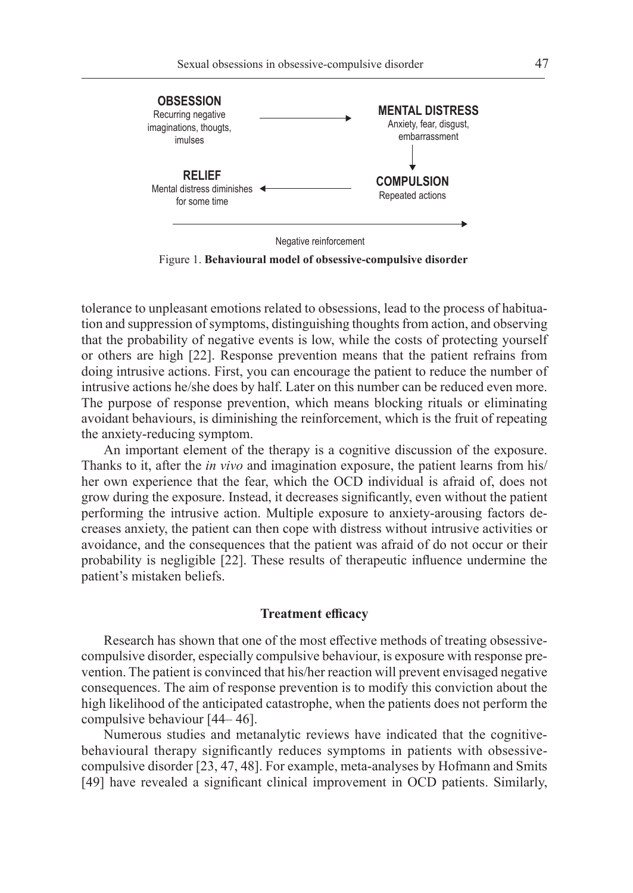OBSESSION
Recurring negative imaginations, thougts, imulses

MENTAL DISTRESS
Anxiety, fear, disgust, embarrassment

RELIEF
Mental distress diminishes for some time

COMPULSION
Repeated actions

Negative reinforcement

Figure 1. **Behavioural model of obsessive-compulsive disorder**

tolerance to unpleasant emotions related to obsessions, lead to the process of habituation and suppression of symptoms, distinguishing thoughts from action, and observing that the probability of negative events is low, while the costs of protecting yourself or others are high [22]. Response prevention means that the patient refrains from doing intrusive actions. First, you can encourage the patient to reduce the number of intrusive actions he/she does by half. Later on this number can be reduced even more. The purpose of response prevention, which means blocking rituals or eliminating avoidant behaviours, is diminishing the reinforcement, which is the fruit of repeating the anxiety-reducing symptom.

An important element of the therapy is a cognitive discussion of the exposure. Thanks to it, after the *in vivo* and imagination exposure, the patient learns from his/her own experience that the fear, which the OCD individual is afraid of, does not grow during the exposure. Instead, it decreases significantly, even without the patient performing the intrusive action. Multiple exposure to anxiety-arousing factors decreases anxiety, the patient can then cope with distress without intrusive activities or avoidance, and the consequences that the patient was afraid of do not occur or their probability is negligible [22]. These results of therapeutic influence undermine the patient's mistaken beliefs.

### Treatment efficacy

Research has shown that one of the most effective methods of treating obsessive-compulsive disorder, especially compulsive behaviour, is exposure with response prevention. The patient is convinced that his/her reaction will prevent envisaged negative consequences. The aim of response prevention is to modify this conviction about the high likelihood of the anticipated catastrophe, when the patients does not perform the compulsive behaviour [44– 46].

Numerous studies and metanalytic reviews have indicated that the cognitive-behavioural therapy significantly reduces symptoms in patients with obsessive-compulsive disorder [23, 47, 48]. For example, meta-analyses by Hofmann and Smits [49] have revealed a significant clinical improvement in OCD patients. Similarly,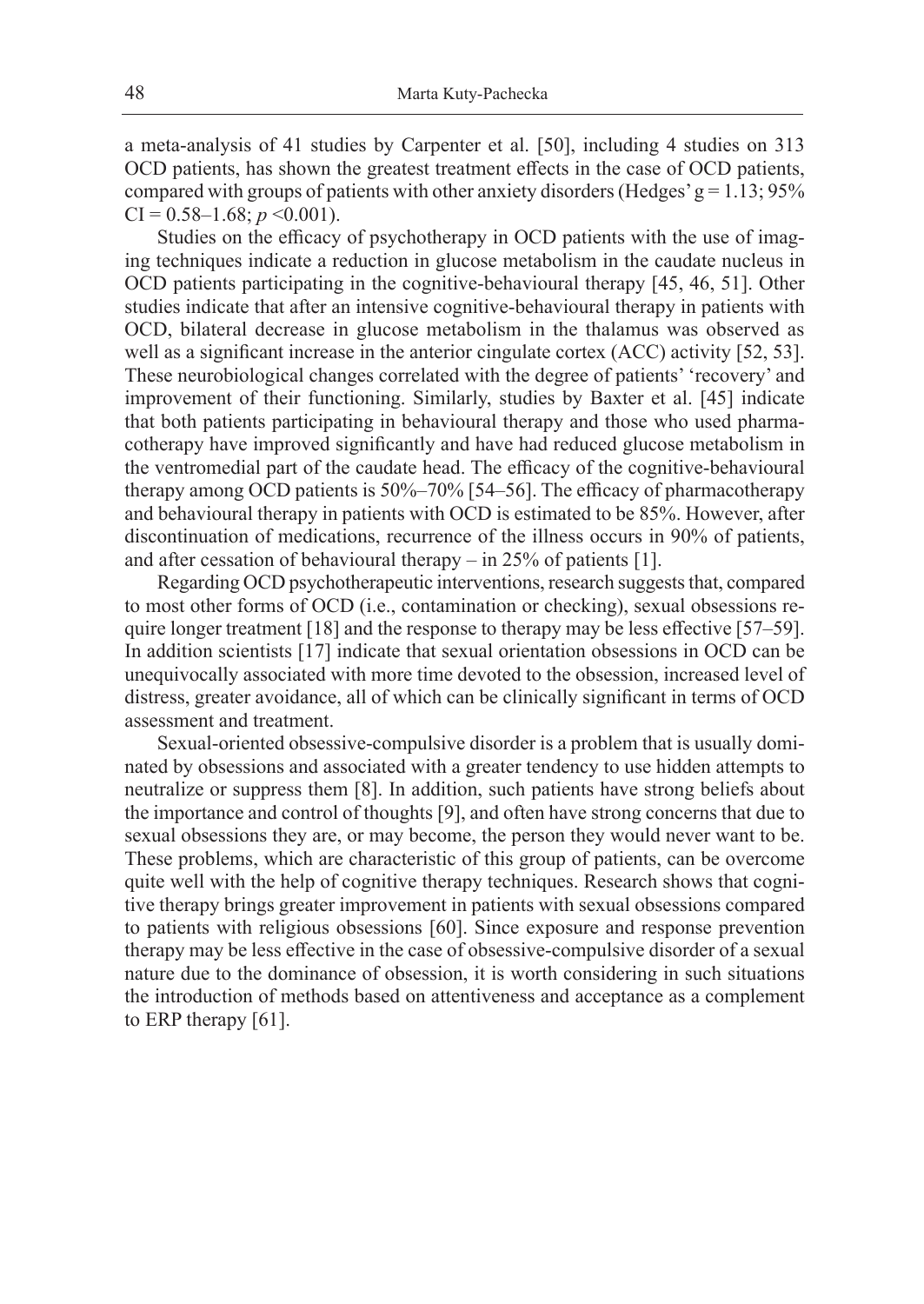a meta-analysis of 41 studies by Carpenter et al. [50], including 4 studies on 313 OCD patients, has shown the greatest treatment effects in the case of OCD patients, compared with groups of patients with other anxiety disorders (Hedges' $g = 1.13$; 95% CI = 0.58–1.68; $p < 0.001$).

Studies on the efficacy of psychotherapy in OCD patients with the use of imaging techniques indicate a reduction in glucose metabolism in the caudate nucleus in OCD patients participating in the cognitive-behavioural therapy [45, 46, 51]. Other studies indicate that after an intensive cognitive-behavioural therapy in patients with OCD, bilateral decrease in glucose metabolism in the thalamus was observed as well as a significant increase in the anterior cingulate cortex (ACC) activity [52, 53]. These neurobiological changes correlated with the degree of patients' 'recovery' and improvement of their functioning. Similarly, studies by Baxter et al. [45] indicate that both patients participating in behavioural therapy and those who used pharmacotherapy have improved significantly and have had reduced glucose metabolism in the ventromedial part of the caudate head. The efficacy of the cognitive-behavioural therapy among OCD patients is 50%–70% [54–56]. The efficacy of pharmacotherapy and behavioural therapy in patients with OCD is estimated to be 85%. However, after discontinuation of medications, recurrence of the illness occurs in 90% of patients, and after cessation of behavioural therapy – in 25% of patients [1].

Regarding OCD psychotherapeutic interventions, research suggests that, compared to most other forms of OCD (i.e., contamination or checking), sexual obsessions require longer treatment [18] and the response to therapy may be less effective [57–59]. In addition scientists [17] indicate that sexual orientation obsessions in OCD can be unequivocally associated with more time devoted to the obsession, increased level of distress, greater avoidance, all of which can be clinically significant in terms of OCD assessment and treatment.

Sexual-oriented obsessive-compulsive disorder is a problem that is usually dominated by obsessions and associated with a greater tendency to use hidden attempts to neutralize or suppress them [8]. In addition, such patients have strong beliefs about the importance and control of thoughts [9], and often have strong concerns that due to sexual obsessions they are, or may become, the person they would never want to be. These problems, which are characteristic of this group of patients, can be overcome quite well with the help of cognitive therapy techniques. Research shows that cognitive therapy brings greater improvement in patients with sexual obsessions compared to patients with religious obsessions [60]. Since exposure and response prevention therapy may be less effective in the case of obsessive-compulsive disorder of a sexual nature due to the dominance of obsession, it is worth considering in such situations the introduction of methods based on attentiveness and acceptance as a complement to ERP therapy [61].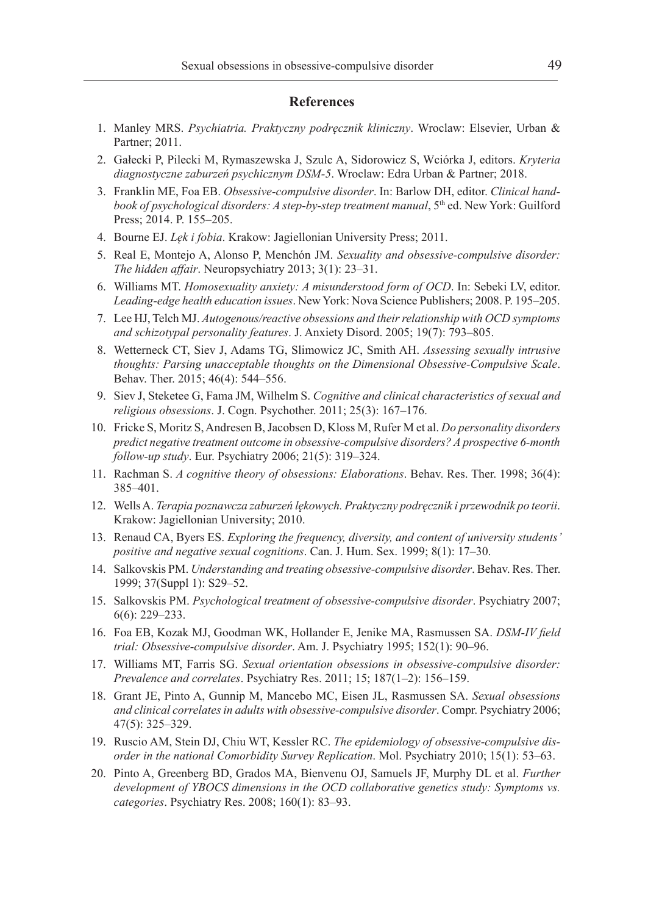## References

1. Manley MRS. *Psychiatria. Praktyczny podręcznik kliniczny*. Wroclaw: Elsevier, Urban & Partner; 2011.
2. Gałecki P, Pilecki M, Rymaszewska J, Szulc A, Sidorowicz S, Wciórka J, editors. *Kryteria diagnostyczne zaburzeń psychicznym DSM-5*. Wroclaw: Edra Urban & Partner; 2018.
3. Franklin ME, Foa EB. *Obsessive-compulsive disorder*. In: Barlow DH, editor. *Clinical handbook of psychological disorders: A step-by-step treatment manual*, 5th ed. New York: Guilford Press; 2014. P. 155–205.
4. Bourne EJ. *Lęk i fobia*. Krakow: Jagiellonian University Press; 2011.
5. Real E, Montejo A, Alonso P, Menchón JM. *Sexuality and obsessive-compulsive disorder: The hidden affair*. Neuropsychiatry 2013; 3(1): 23–31.
6. Williams MT. *Homosexuality anxiety: A misunderstood form of OCD*. In: Sebeki LV, editor. *Leading-edge health education issues*. New York: Nova Science Publishers; 2008. P. 195–205.
7. Lee HJ, Telch MJ. *Autogenous/reactive obsessions and their relationship with OCD symptoms and schizotypal personality features*. J. Anxiety Disord. 2005; 19(7): 793–805.
8. Wetterneck CT, Siev J, Adams TG, Slimowicz JC, Smith AH. *Assessing sexually intrusive thoughts: Parsing unacceptable thoughts on the Dimensional Obsessive-Compulsive Scale*. Behav. Ther. 2015; 46(4): 544–556.
9. Siev J, Steketee G, Fama JM, Wilhelm S. *Cognitive and clinical characteristics of sexual and religious obsessions*. J. Cogn. Psychother. 2011; 25(3): 167–176.
10. Fricke S, Moritz S, Andresen B, Jacobsen D, Kloss M, Rufer M et al. *Do personality disorders predict negative treatment outcome in obsessive-compulsive disorders? A prospective 6-month follow-up study*. Eur. Psychiatry 2006; 21(5): 319–324.
11. Rachman S. *A cognitive theory of obsessions: Elaborations*. Behav. Res. Ther. 1998; 36(4): 385–401.
12. Wells A. *Terapia poznawcza zaburzeń lękowych. Praktyczny podręcznik i przewodnik po teorii*. Krakow: Jagiellonian University; 2010.
13. Renaud CA, Byers ES. *Exploring the frequency, diversity, and content of university students' positive and negative sexual cognitions*. Can. J. Hum. Sex. 1999; 8(1): 17–30.
14. Salkovskis PM. *Understanding and treating obsessive-compulsive disorder*. Behav. Res. Ther. 1999; 37(Suppl 1): S29–52.
15. Salkovskis PM. *Psychological treatment of obsessive-compulsive disorder*. Psychiatry 2007; 6(6): 229–233.
16. Foa EB, Kozak MJ, Goodman WK, Hollander E, Jenike MA, Rasmussen SA. *DSM-IV field trial: Obsessive-compulsive disorder*. Am. J. Psychiatry 1995; 152(1): 90–96.
17. Williams MT, Farris SG. *Sexual orientation obsessions in obsessive-compulsive disorder: Prevalence and correlates*. Psychiatry Res. 2011; 15; 187(1–2): 156–159.
18. Grant JE, Pinto A, Gunnip M, Mancebo MC, Eisen JL, Rasmussen SA. *Sexual obsessions and clinical correlates in adults with obsessive-compulsive disorder*. Compr. Psychiatry 2006; 47(5): 325–329.
19. Ruscio AM, Stein DJ, Chiu WT, Kessler RC. *The epidemiology of obsessive-compulsive disorder in the national Comorbidity Survey Replication*. Mol. Psychiatry 2010; 15(1): 53–63.
20. Pinto A, Greenberg BD, Grados MA, Bienvenu OJ, Samuels JF, Murphy DL et al. *Further development of YBOCS dimensions in the OCD collaborative genetics study: Symptoms vs. categories*. Psychiatry Res. 2008; 160(1): 83–93.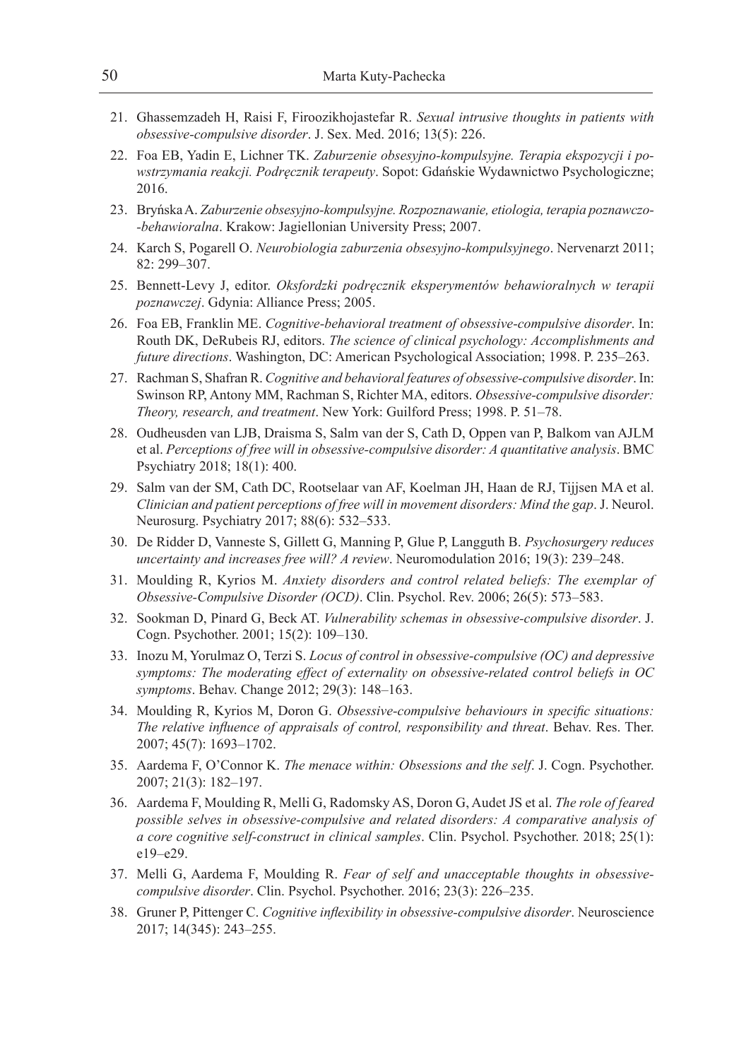21. Ghassemzadeh H, Raisi F, Firoozikhojastefar R. *Sexual intrusive thoughts in patients with obsessive-compulsive disorder*. J. Sex. Med. 2016; 13(5): 226.
22. Foa EB, Yadin E, Lichner TK. *Zaburzenie obsesyjno-kompulsyjne. Terapia ekspozycji i powstrzymania reakcji. Podręcznik terapeuty*. Sopot: Gdańskie Wydawnictwo Psychologiczne; 2016.
23. Bryńska A. *Zaburzenie obsesyjno-kompulsyjne. Rozpoznawanie, etiologia, terapia poznawczo--behawioralna*. Krakow: Jagiellonian University Press; 2007.
24. Karch S, Pogarell O. *Neurobiologia zaburzenia obsesyjno-kompulsyjnego*. Nervenarzt 2011; 82: 299–307.
25. Bennett-Levy J, editor. *Oksfordzki podręcznik eksperymentów behawioralnych w terapii poznawczej*. Gdynia: Alliance Press; 2005.
26. Foa EB, Franklin ME. *Cognitive-behavioral treatment of obsessive-compulsive disorder*. In: Routh DK, DeRubeis RJ, editors. *The science of clinical psychology: Accomplishments and future directions*. Washington, DC: American Psychological Association; 1998. P. 235–263.
27. Rachman S, Shafran R. *Cognitive and behavioral features of obsessive-compulsive disorder*. In: Swinson RP, Antony MM, Rachman S, Richter MA, editors. *Obsessive-compulsive disorder: Theory, research, and treatment*. New York: Guilford Press; 1998. P. 51–78.
28. Oudheusden van LJB, Draisma S, Salm van der S, Cath D, Oppen van P, Balkom van AJLM et al. *Perceptions of free will in obsessive-compulsive disorder: A quantitative analysis*. BMC Psychiatry 2018; 18(1): 400.
29. Salm van der SM, Cath DC, Rootselaar van AF, Koelman JH, Haan de RJ, Tijjsen MA et al. *Clinician and patient perceptions of free will in movement disorders: Mind the gap*. J. Neurol. Neurosurg. Psychiatry 2017; 88(6): 532–533.
30. De Ridder D, Vanneste S, Gillett G, Manning P, Glue P, Langguth B. *Psychosurgery reduces uncertainty and increases free will? A review*. Neuromodulation 2016; 19(3): 239–248.
31. Moulding R, Kyrios M. *Anxiety disorders and control related beliefs: The exemplar of Obsessive-Compulsive Disorder (OCD)*. Clin. Psychol. Rev. 2006; 26(5): 573–583.
32. Sookman D, Pinard G, Beck AT. *Vulnerability schemas in obsessive-compulsive disorder*. J. Cogn. Psychother. 2001; 15(2): 109–130.
33. Inozu M, Yorulmaz O, Terzi S. *Locus of control in obsessive-compulsive (OC) and depressive symptoms: The moderating effect of externality on obsessive-related control beliefs in OC symptoms*. Behav. Change 2012; 29(3): 148–163.
34. Moulding R, Kyrios M, Doron G. *Obsessive-compulsive behaviours in specific situations: The relative influence of appraisals of control, responsibility and threat*. Behav. Res. Ther. 2007; 45(7): 1693–1702.
35. Aardema F, O'Connor K. *The menace within: Obsessions and the self*. J. Cogn. Psychother. 2007; 21(3): 182–197.
36. Aardema F, Moulding R, Melli G, Radomsky AS, Doron G, Audet JS et al. *The role of feared possible selves in obsessive-compulsive and related disorders: A comparative analysis of a core cognitive self-construct in clinical samples*. Clin. Psychol. Psychother. 2018; 25(1): e19–e29.
37. Melli G, Aardema F, Moulding R. *Fear of self and unacceptable thoughts in obsessive-compulsive disorder*. Clin. Psychol. Psychother. 2016; 23(3): 226–235.
38. Gruner P, Pittenger C. *Cognitive inflexibility in obsessive-compulsive disorder*. Neuroscience 2017; 14(345): 243–255.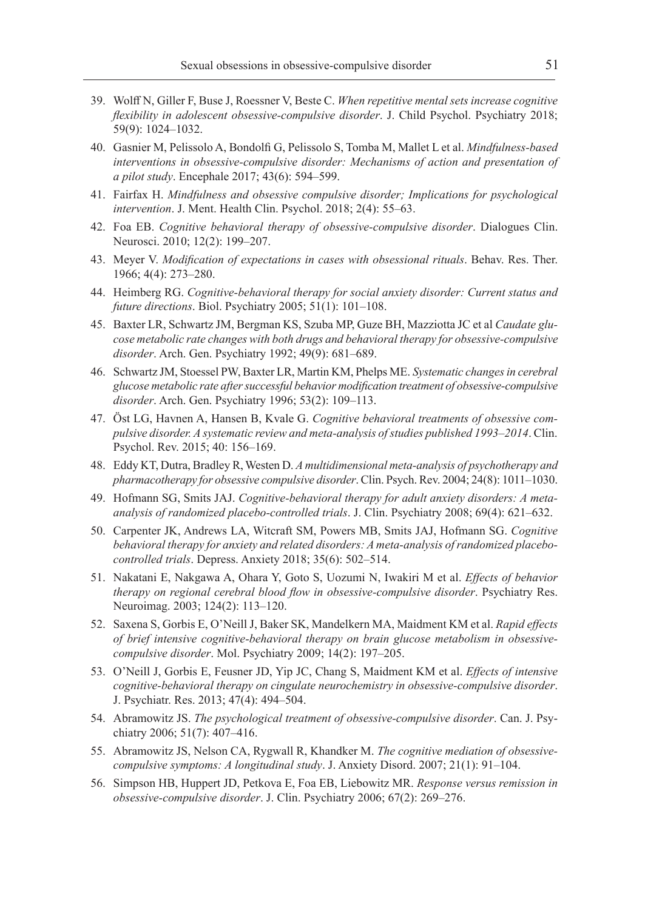39. Wolff N, Giller F, Buse J, Roessner V, Beste C. *When repetitive mental sets increase cognitive flexibility in adolescent obsessive-compulsive disorder*. J. Child Psychol. Psychiatry 2018; 59(9): 1024–1032.
40. Gasnier M, Pelissolo A, Bondolfi G, Pelissolo S, Tomba M, Mallet L et al. *Mindfulness-based interventions in obsessive-compulsive disorder: Mechanisms of action and presentation of a pilot study*. Encephale 2017; 43(6): 594–599.
41. Fairfax H. *Mindfulness and obsessive compulsive disorder; Implications for psychological intervention*. J. Ment. Health Clin. Psychol. 2018; 2(4): 55–63.
42. Foa EB. *Cognitive behavioral therapy of obsessive-compulsive disorder*. Dialogues Clin. Neurosci. 2010; 12(2): 199–207.
43. Meyer V. *Modification of expectations in cases with obsessional rituals*. Behav. Res. Ther. 1966; 4(4): 273–280.
44. Heimberg RG. *Cognitive-behavioral therapy for social anxiety disorder: Current status and future directions*. Biol. Psychiatry 2005; 51(1): 101–108.
45. Baxter LR, Schwartz JM, Bergman KS, Szuba MP, Guze BH, Mazziotta JC et al *Caudate glucose metabolic rate changes with both drugs and behavioral therapy for obsessive-compulsive disorder*. Arch. Gen. Psychiatry 1992; 49(9): 681–689.
46. Schwartz JM, Stoessel PW, Baxter LR, Martin KM, Phelps ME. *Systematic changes in cerebral glucose metabolic rate after successful behavior modification treatment of obsessive-compulsive disorder*. Arch. Gen. Psychiatry 1996; 53(2): 109–113.
47. Öst LG, Havnen A, Hansen B, Kvale G. *Cognitive behavioral treatments of obsessive compulsive disorder. A systematic review and meta-analysis of studies published 1993–2014*. Clin. Psychol. Rev. 2015; 40: 156–169.
48. Eddy KT, Dutra, Bradley R, Westen D. *A multidimensional meta-analysis of psychotherapy and pharmacotherapy for obsessive compulsive disorder*. Clin. Psych. Rev. 2004; 24(8): 1011–1030.
49. Hofmann SG, Smits JAJ. *Cognitive-behavioral therapy for adult anxiety disorders: A meta-analysis of randomized placebo-controlled trials*. J. Clin. Psychiatry 2008; 69(4): 621–632.
50. Carpenter JK, Andrews LA, Witcraft SM, Powers MB, Smits JAJ, Hofmann SG. *Cognitive behavioral therapy for anxiety and related disorders: A meta-analysis of randomized placebo-controlled trials*. Depress. Anxiety 2018; 35(6): 502–514.
51. Nakatani E, Nakgawa A, Ohara Y, Goto S, Uozumi N, Iwakiri M et al. *Effects of behavior therapy on regional cerebral blood flow in obsessive-compulsive disorder*. Psychiatry Res. Neuroimag. 2003; 124(2): 113–120.
52. Saxena S, Gorbis E, O'Neill J, Baker SK, Mandelkern MA, Maidment KM et al. *Rapid effects of brief intensive cognitive-behavioral therapy on brain glucose metabolism in obsessive-compulsive disorder*. Mol. Psychiatry 2009; 14(2): 197–205.
53. O'Neill J, Gorbis E, Feusner JD, Yip JC, Chang S, Maidment KM et al. *Effects of intensive cognitive-behavioral therapy on cingulate neurochemistry in obsessive-compulsive disorder*. J. Psychiatr. Res. 2013; 47(4): 494–504.
54. Abramowitz JS. *The psychological treatment of obsessive-compulsive disorder*. Can. J. Psychiatry 2006; 51(7): 407–416.
55. Abramowitz JS, Nelson CA, Rygwall R, Khandker M. *The cognitive mediation of obsessive-compulsive symptoms: A longitudinal study*. J. Anxiety Disord. 2007; 21(1): 91–104.
56. Simpson HB, Huppert JD, Petkova E, Foa EB, Liebowitz MR. *Response versus remission in obsessive-compulsive disorder*. J. Clin. Psychiatry 2006; 67(2): 269–276.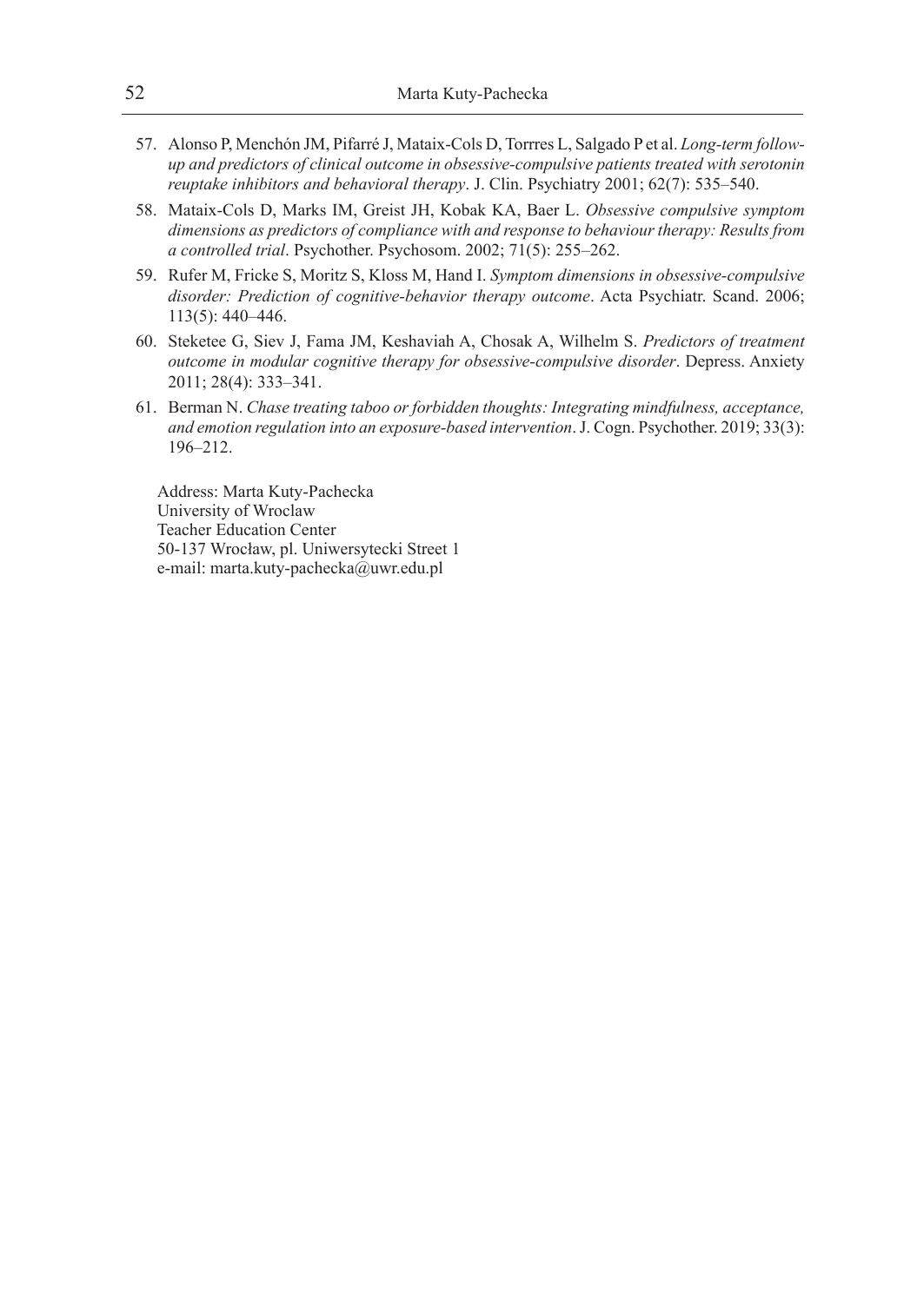57. Alonso P, Menchón JM, Pifarré J, Mataix-Cols D, Torrres L, Salgado P et al. *Long-term follow-up and predictors of clinical outcome in obsessive-compulsive patients treated with serotonin reuptake inhibitors and behavioral therapy*. J. Clin. Psychiatry 2001; 62(7): 535–540.
58. Mataix-Cols D, Marks IM, Greist JH, Kobak KA, Baer L. *Obsessive compulsive symptom dimensions as predictors of compliance with and response to behaviour therapy: Results from a controlled trial*. Psychother. Psychosom. 2002; 71(5): 255–262.
59. Rufer M, Fricke S, Moritz S, Kloss M, Hand I. *Symptom dimensions in obsessive-compulsive disorder: Prediction of cognitive-behavior therapy outcome*. Acta Psychiatr. Scand. 2006; 113(5): 440–446.
60. Steketee G, Siev J, Fama JM, Keshaviah A, Chosak A, Wilhelm S. *Predictors of treatment outcome in modular cognitive therapy for obsessive-compulsive disorder*. Depress. Anxiety 2011; 28(4): 333–341.
61. Berman N. *Chase treating taboo or forbidden thoughts: Integrating mindfulness, acceptance, and emotion regulation into an exposure-based intervention*. J. Cogn. Psychother. 2019; 33(3): 196–212.

Address: Marta Kuty-Pachecka
University of Wroclaw
Teacher Education Center
50-137 Wrocław, pl. Uniwersytecki Street 1
e-mail: marta.kuty-pachecka@uwr.edu.pl